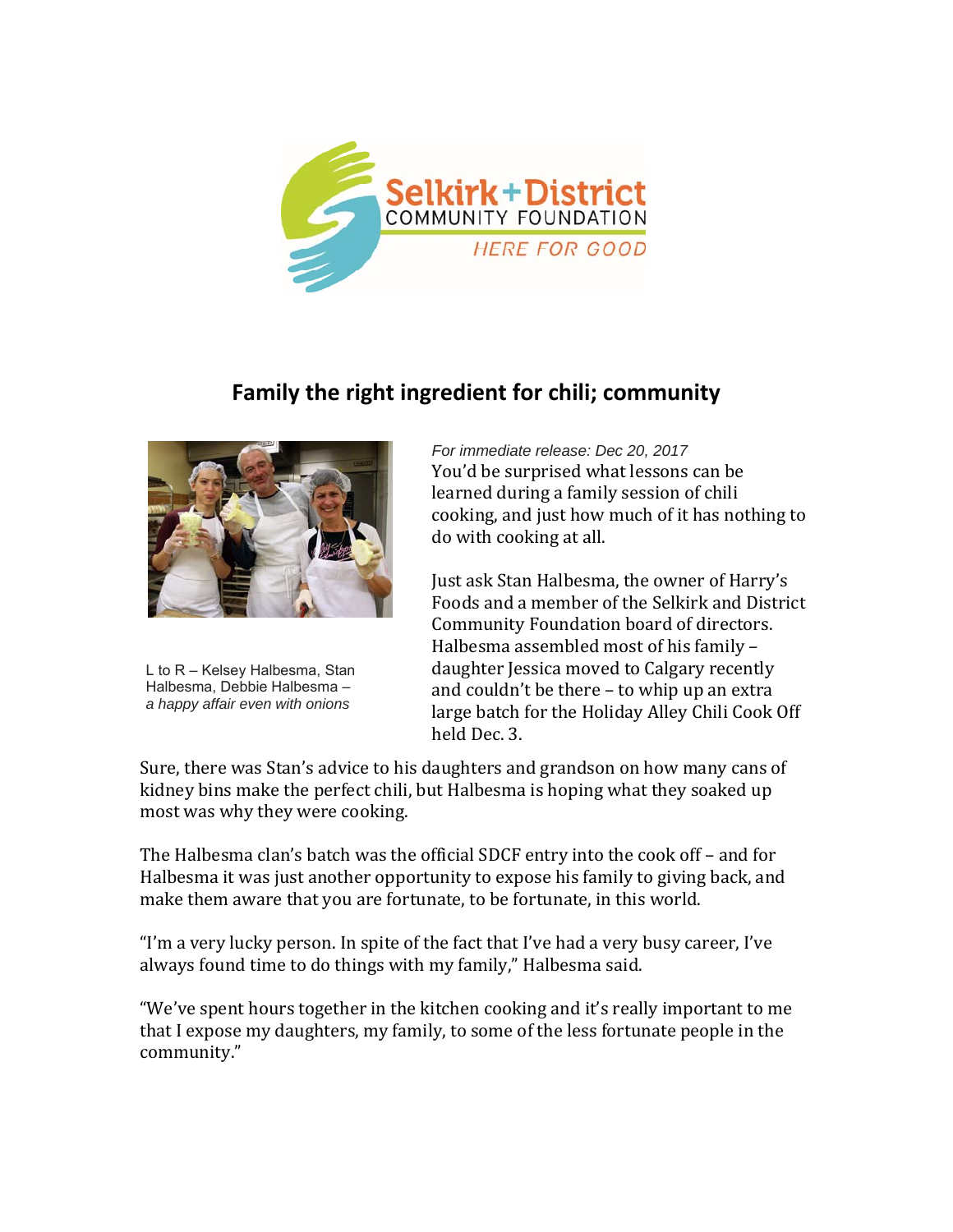Selkirk + District
COMMUNITY FOUNDATION
*HERE FOR GOOD*

## Family the right ingredient for chili; community

L to R – Kelsey Halbesma, Stan Halbesma, Debbie Halbesma – *a happy affair even with onions*

*For immediate release: Dec 20, 2017*

You'd be surprised what lessons can be learned during a family session of chili cooking, and just how much of it has nothing to do with cooking at all.

Just ask Stan Halbesma, the owner of Harry's Foods and a member of the Selkirk and District Community Foundation board of directors. Halbesma assembled most of his family – daughter Jessica moved to Calgary recently and couldn't be there – to whip up an extra large batch for the Holiday Alley Chili Cook Off held Dec. 3.

Sure, there was Stan's advice to his daughters and grandson on how many cans of kidney bins make the perfect chili, but Halbesma is hoping what they soaked up most was why they were cooking.

The Halbesma clan's batch was the official SDCF entry into the cook off – and for Halbesma it was just another opportunity to expose his family to giving back, and make them aware that you are fortunate, to be fortunate, in this world.

"I'm a very lucky person. In spite of the fact that I've had a very busy career, I've always found time to do things with my family," Halbesma said.

"We've spent hours together in the kitchen cooking and it's really important to me that I expose my daughters, my family, to some of the less fortunate people in the community."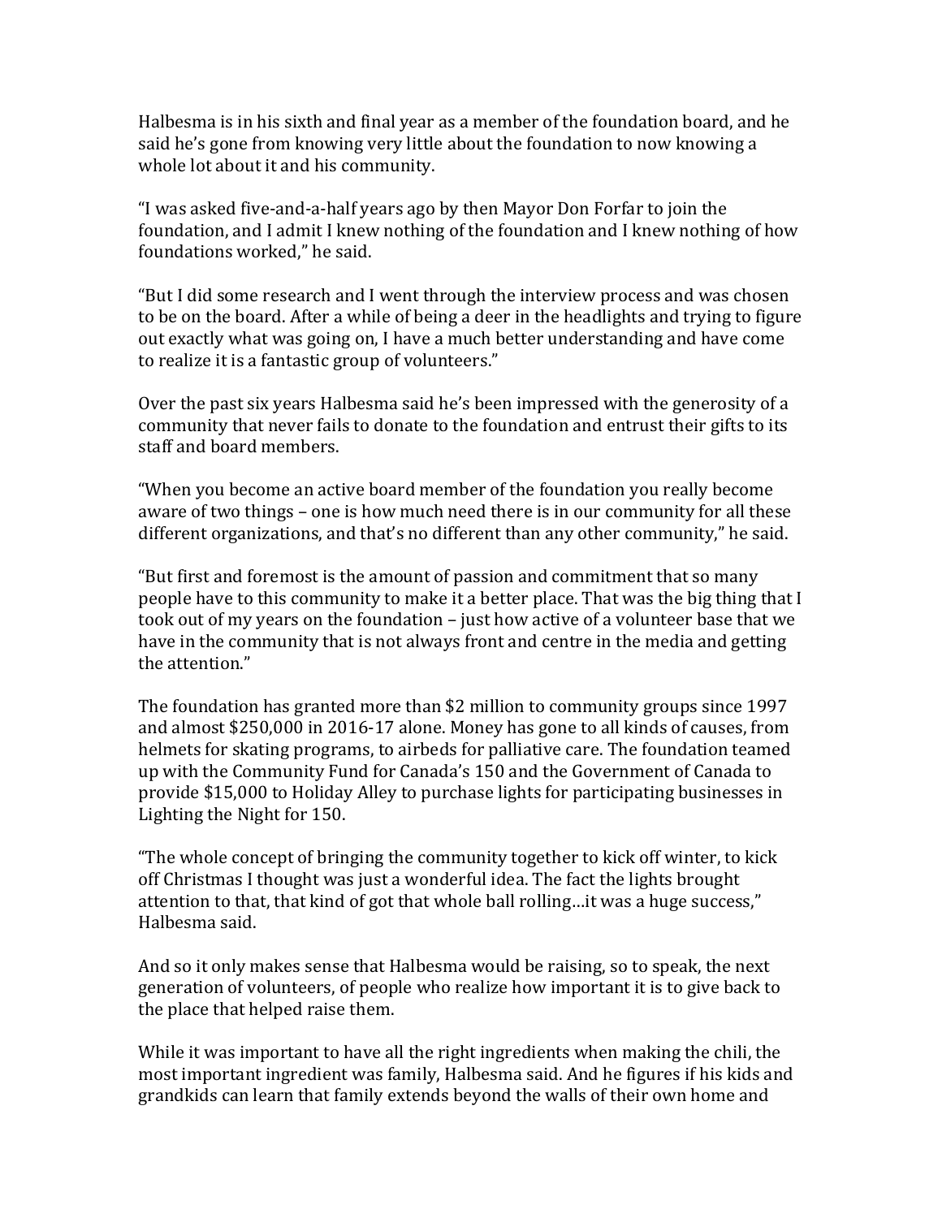Halbesma is in his sixth and final year as a member of the foundation board, and he said he's gone from knowing very little about the foundation to now knowing a whole lot about it and his community.

"I was asked five-and-a-half years ago by then Mayor Don Forfar to join the foundation, and I admit I knew nothing of the foundation and I knew nothing of how foundations worked," he said.

"But I did some research and I went through the interview process and was chosen to be on the board. After a while of being a deer in the headlights and trying to figure out exactly what was going on, I have a much better understanding and have come to realize it is a fantastic group of volunteers."

Over the past six years Halbesma said he's been impressed with the generosity of a community that never fails to donate to the foundation and entrust their gifts to its staff and board members.

"When you become an active board member of the foundation you really become aware of two things – one is how much need there is in our community for all these different organizations, and that's no different than any other community," he said.

"But first and foremost is the amount of passion and commitment that so many people have to this community to make it a better place. That was the big thing that I took out of my years on the foundation – just how active of a volunteer base that we have in the community that is not always front and centre in the media and getting the attention."

The foundation has granted more than $2 million to community groups since 1997 and almost $250,000 in 2016-17 alone. Money has gone to all kinds of causes, from helmets for skating programs, to airbeds for palliative care. The foundation teamed up with the Community Fund for Canada's 150 and the Government of Canada to provide $15,000 to Holiday Alley to purchase lights for participating businesses in Lighting the Night for 150.

"The whole concept of bringing the community together to kick off winter, to kick off Christmas I thought was just a wonderful idea. The fact the lights brought attention to that, that kind of got that whole ball rolling…it was a huge success," Halbesma said.

And so it only makes sense that Halbesma would be raising, so to speak, the next generation of volunteers, of people who realize how important it is to give back to the place that helped raise them.

While it was important to have all the right ingredients when making the chili, the most important ingredient was family, Halbesma said. And he figures if his kids and grandkids can learn that family extends beyond the walls of their own home and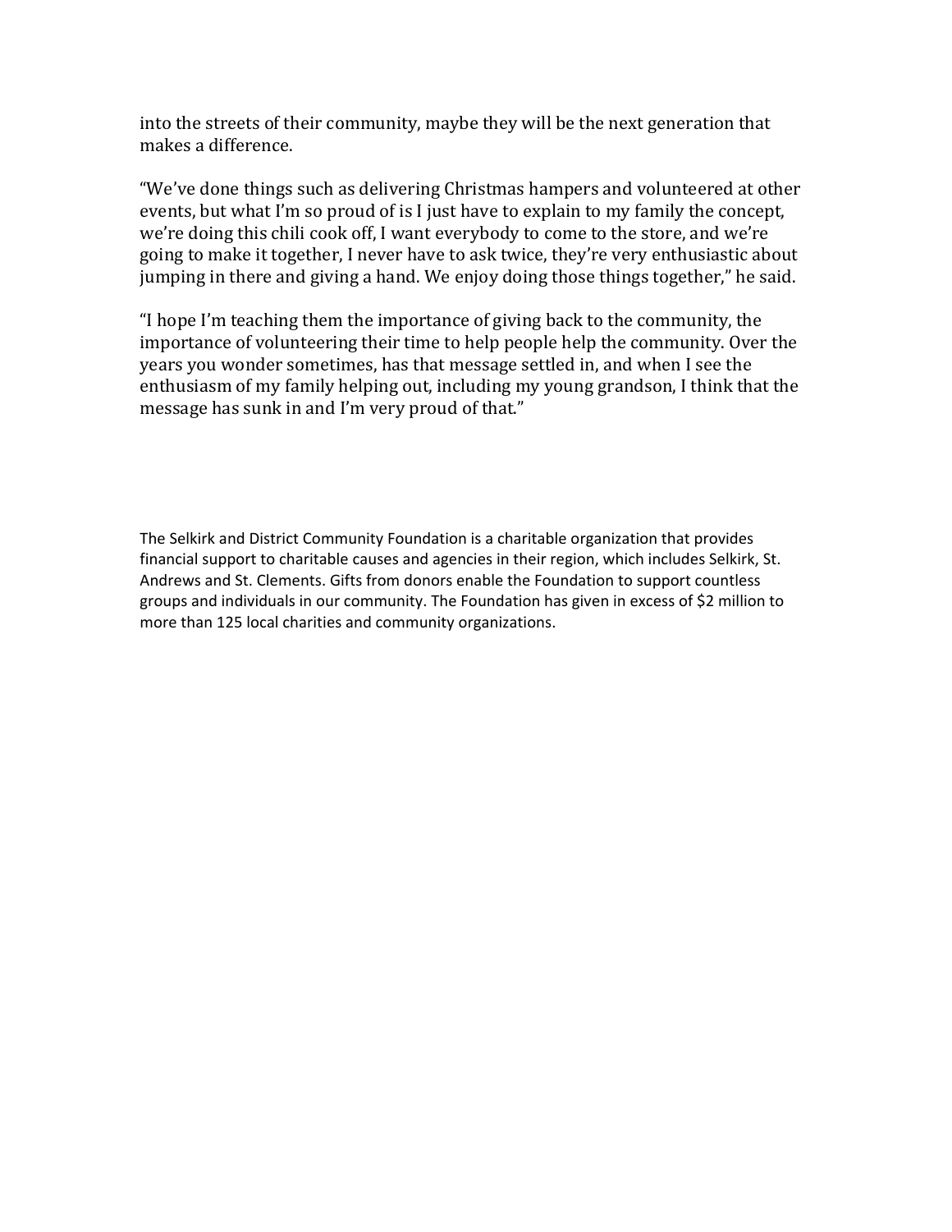into the streets of their community, maybe they will be the next generation that makes a difference.

"We've done things such as delivering Christmas hampers and volunteered at other events, but what I'm so proud of is I just have to explain to my family the concept, we're doing this chili cook off, I want everybody to come to the store, and we're going to make it together, I never have to ask twice, they're very enthusiastic about jumping in there and giving a hand. We enjoy doing those things together," he said.

"I hope I'm teaching them the importance of giving back to the community, the importance of volunteering their time to help people help the community. Over the years you wonder sometimes, has that message settled in, and when I see the enthusiasm of my family helping out, including my young grandson, I think that the message has sunk in and I'm very proud of that."

The Selkirk and District Community Foundation is a charitable organization that provides financial support to charitable causes and agencies in their region, which includes Selkirk, St. Andrews and St. Clements. Gifts from donors enable the Foundation to support countless groups and individuals in our community. The Foundation has given in excess of $2 million to more than 125 local charities and community organizations.